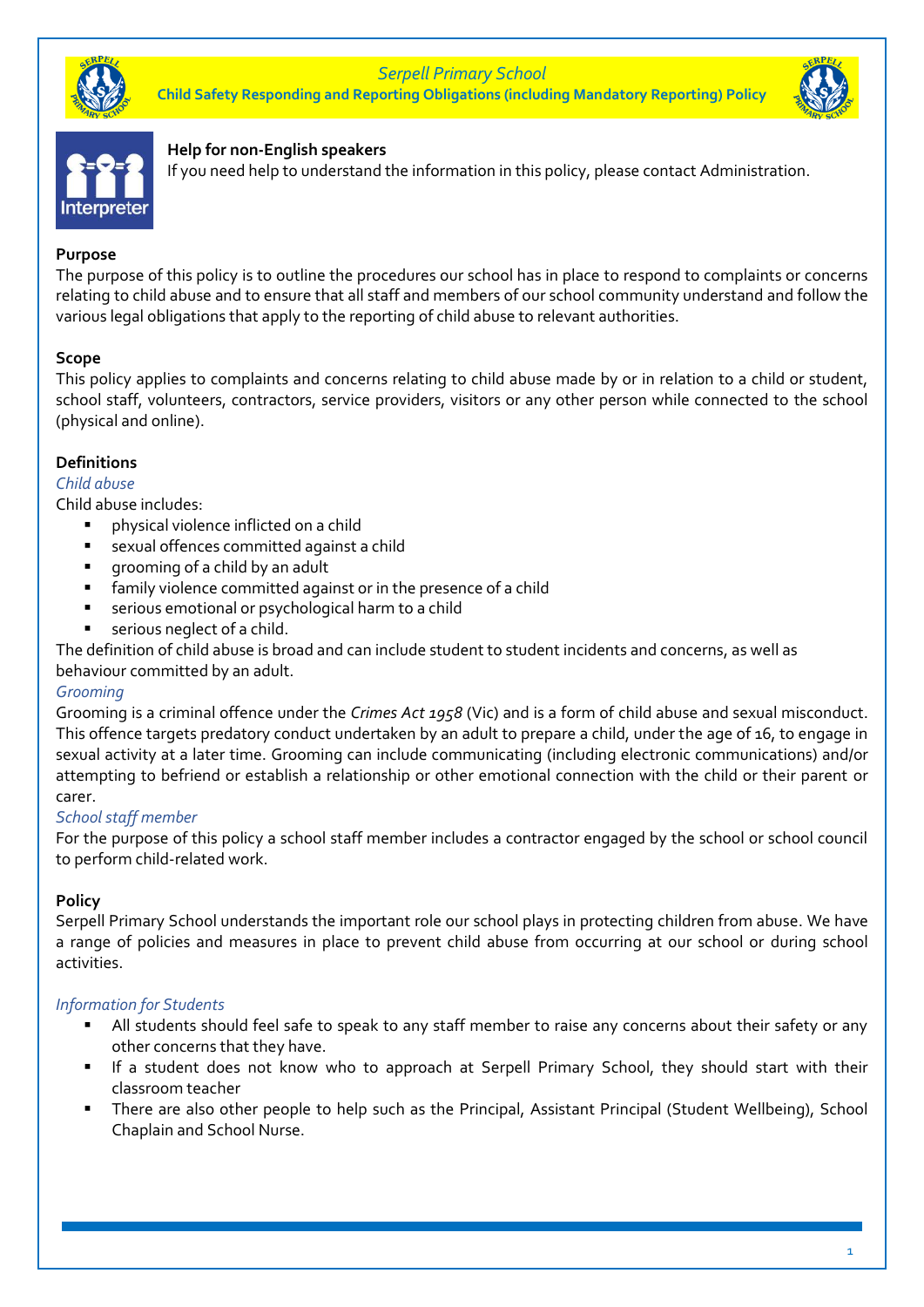Serpell Primary School

**Child Safety Responding and Reporting Obligations (including Mandatory Reporting) Policy**

**Help for non-English speakers**

If you need help to understand the information in this policy, please contact Administration.

## Purpose

The purpose of this policy is to outline the procedures our school has in place to respond to complaints or concerns relating to child abuse and to ensure that all staff and members of our school community understand and follow the various legal obligations that apply to the reporting of child abuse to relevant authorities.

## Scope

This policy applies to complaints and concerns relating to child abuse made by or in relation to a child or student, school staff, volunteers, contractors, service providers, visitors or any other person while connected to the school (physical and online).

## Definitions

### *Child abuse*

Child abuse includes:

- physical violence inflicted on a child
- sexual offences committed against a child
- grooming of a child by an adult
- family violence committed against or in the presence of a child
- serious emotional or psychological harm to a child
- serious neglect of a child.

The definition of child abuse is broad and can include student to student incidents and concerns, as well as behaviour committed by an adult.

### *Grooming*

Grooming is a criminal offence under the *Crimes Act 1958* (Vic) and is a form of child abuse and sexual misconduct. This offence targets predatory conduct undertaken by an adult to prepare a child, under the age of 16, to engage in sexual activity at a later time. Grooming can include communicating (including electronic communications) and/or attempting to befriend or establish a relationship or other emotional connection with the child or their parent or carer.

### *School staff member*

For the purpose of this policy a school staff member includes a contractor engaged by the school or school council to perform child-related work.

## Policy

Serpell Primary School understands the important role our school plays in protecting children from abuse. We have a range of policies and measures in place to prevent child abuse from occurring at our school or during school activities.

### *Information for Students*

- All students should feel safe to speak to any staff member to raise any concerns about their safety or any other concerns that they have.
- If a student does not know who to approach at Serpell Primary School, they should start with their classroom teacher
- There are also other people to help such as the Principal, Assistant Principal (Student Wellbeing), School Chaplain and School Nurse.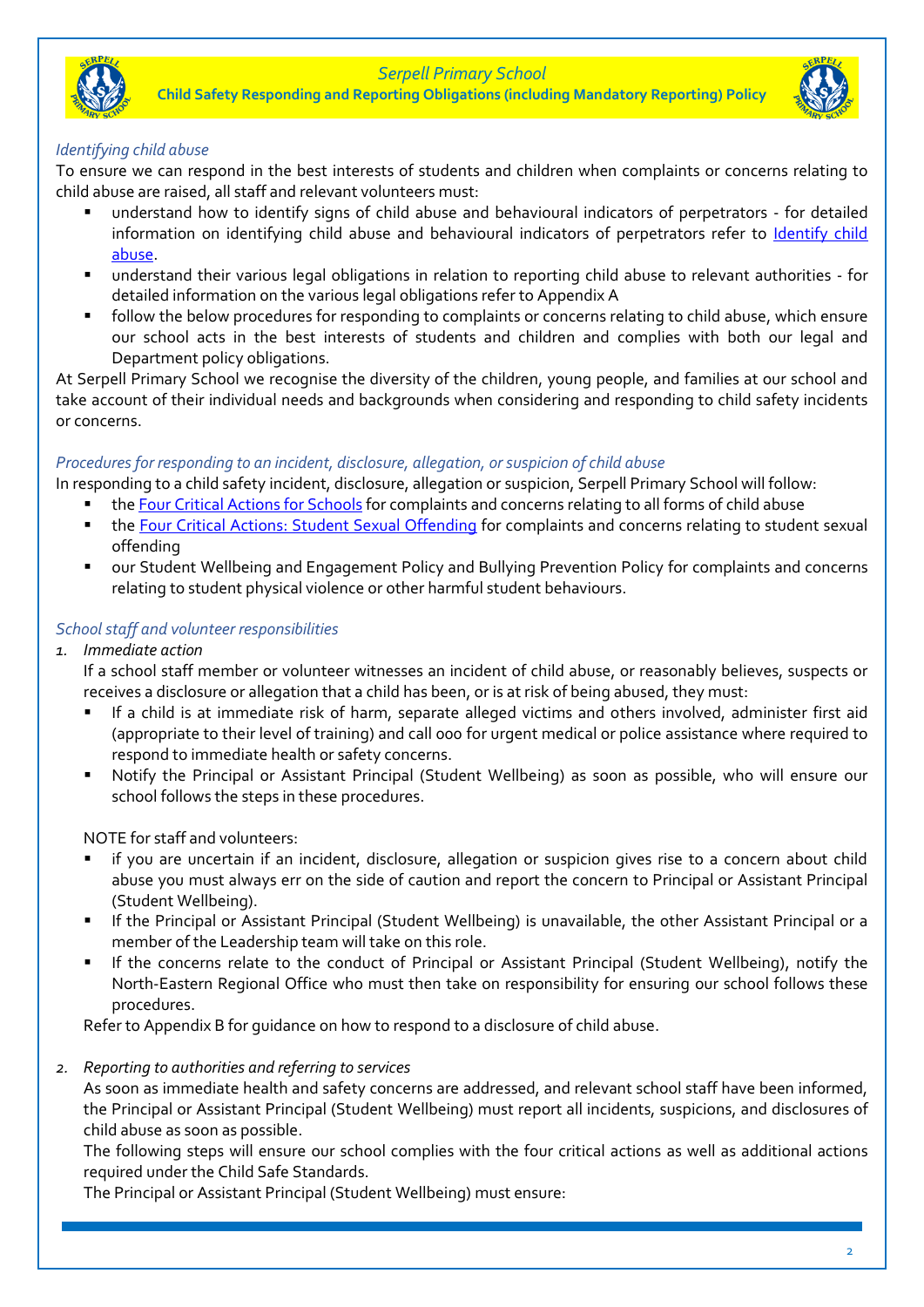### *Identifying child abuse*

To ensure we can respond in the best interests of students and children when complaints or concerns relating to child abuse are raised, all staff and relevant volunteers must:

- understand how to identify signs of child abuse and behavioural indicators of perpetrators - for detailed information on identifying child abuse and behavioural indicators of perpetrators refer to [Identify child abuse](#).
- understand their various legal obligations in relation to reporting child abuse to relevant authorities - for detailed information on the various legal obligations refer to Appendix A
- follow the below procedures for responding to complaints or concerns relating to child abuse, which ensure our school acts in the best interests of students and children and complies with both our legal and Department policy obligations.

At Serpell Primary School we recognise the diversity of the children, young people, and families at our school and take account of their individual needs and backgrounds when considering and responding to child safety incidents or concerns.

### *Procedures for responding to an incident, disclosure, allegation, or suspicion of child abuse*

In responding to a child safety incident, disclosure, allegation or suspicion, Serpell Primary School will follow:

- the [Four Critical Actions for Schools](#) for complaints and concerns relating to all forms of child abuse
- the [Four Critical Actions: Student Sexual Offending](#) for complaints and concerns relating to student sexual offending
- our Student Wellbeing and Engagement Policy and Bullying Prevention Policy for complaints and concerns relating to student physical violence or other harmful student behaviours.

### *School staff and volunteer responsibilities*

1. *Immediate action*

   If a school staff member or volunteer witnesses an incident of child abuse, or reasonably believes, suspects or receives a disclosure or allegation that a child has been, or is at risk of being abused, they must:

   - If a child is at immediate risk of harm, separate alleged victims and others involved, administer first aid (appropriate to their level of training) and call 000 for urgent medical or police assistance where required to respond to immediate health or safety concerns.
   - Notify the Principal or Assistant Principal (Student Wellbeing) as soon as possible, who will ensure our school follows the steps in these procedures.

   NOTE for staff and volunteers:

   - if you are uncertain if an incident, disclosure, allegation or suspicion gives rise to a concern about child abuse you must always err on the side of caution and report the concern to Principal or Assistant Principal (Student Wellbeing).
   - If the Principal or Assistant Principal (Student Wellbeing) is unavailable, the other Assistant Principal or a member of the Leadership team will take on this role.
   - If the concerns relate to the conduct of Principal or Assistant Principal (Student Wellbeing), notify the North-Eastern Regional Office who must then take on responsibility for ensuring our school follows these procedures.

   Refer to Appendix B for guidance on how to respond to a disclosure of child abuse.

2. *Reporting to authorities and referring to services*

   As soon as immediate health and safety concerns are addressed, and relevant school staff have been informed, the Principal or Assistant Principal (Student Wellbeing) must report all incidents, suspicions, and disclosures of child abuse as soon as possible.

   The following steps will ensure our school complies with the four critical actions as well as additional actions required under the Child Safe Standards.

   The Principal or Assistant Principal (Student Wellbeing) must ensure: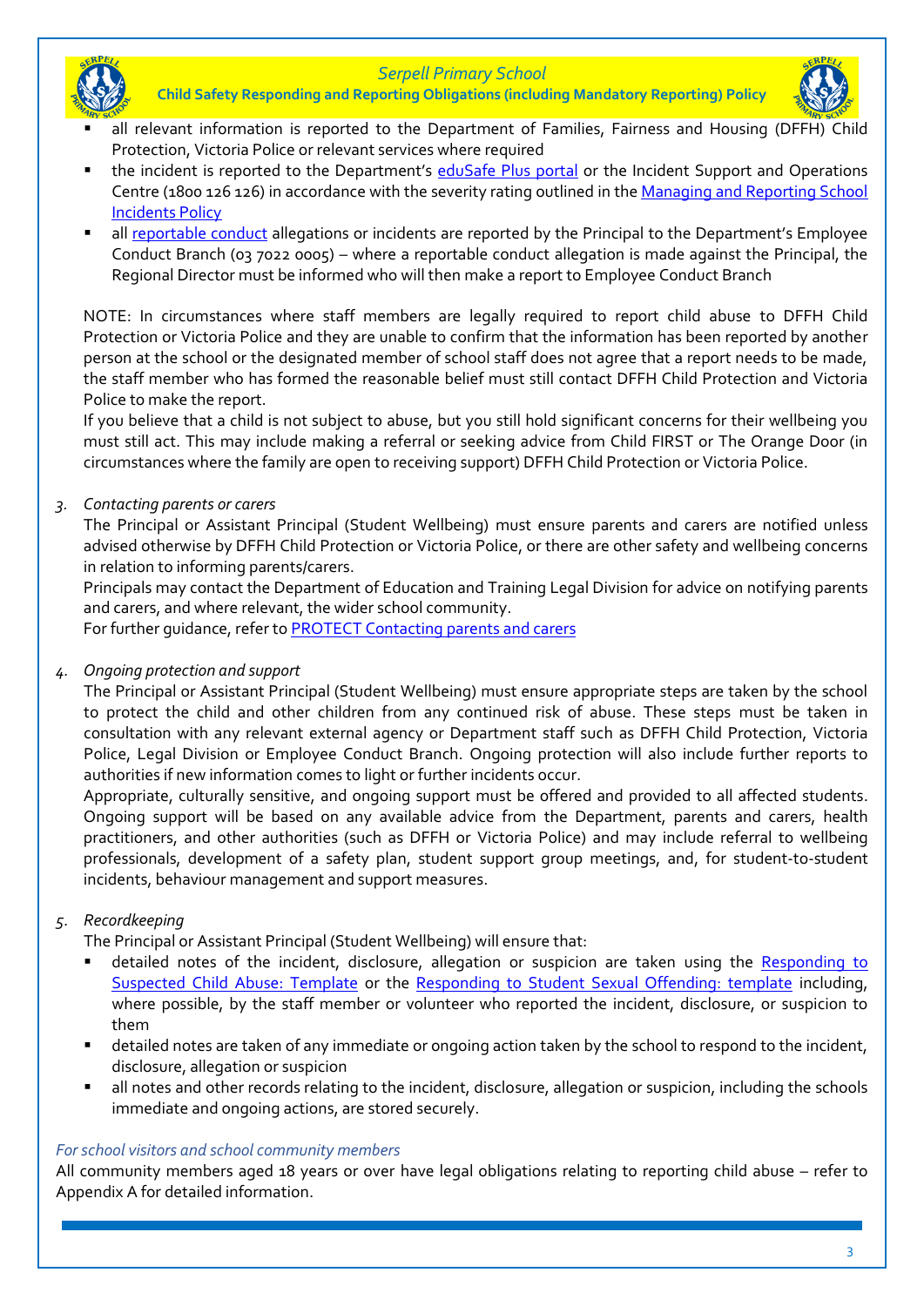- all relevant information is reported to the Department of Families, Fairness and Housing (DFFH) Child Protection, Victoria Police or relevant services where required
- the incident is reported to the Department's eduSafe Plus portal or the Incident Support and Operations Centre (1800 126 126) in accordance with the severity rating outlined in the Managing and Reporting School Incidents Policy
- all reportable conduct allegations or incidents are reported by the Principal to the Department's Employee Conduct Branch (03 7022 0005) – where a reportable conduct allegation is made against the Principal, the Regional Director must be informed who will then make a report to Employee Conduct Branch

NOTE: In circumstances where staff members are legally required to report child abuse to DFFH Child Protection or Victoria Police and they are unable to confirm that the information has been reported by another person at the school or the designated member of school staff does not agree that a report needs to be made, the staff member who has formed the reasonable belief must still contact DFFH Child Protection and Victoria Police to make the report.

If you believe that a child is not subject to abuse, but you still hold significant concerns for their wellbeing you must still act. This may include making a referral or seeking advice from Child FIRST or The Orange Door (in circumstances where the family are open to receiving support) DFFH Child Protection or Victoria Police.

3. *Contacting parents or carers*

   The Principal or Assistant Principal (Student Wellbeing) must ensure parents and carers are notified unless advised otherwise by DFFH Child Protection or Victoria Police, or there are other safety and wellbeing concerns in relation to informing parents/carers.

   Principals may contact the Department of Education and Training Legal Division for advice on notifying parents and carers, and where relevant, the wider school community.

   For further guidance, refer to PROTECT Contacting parents and carers

4. *Ongoing protection and support*

   The Principal or Assistant Principal (Student Wellbeing) must ensure appropriate steps are taken by the school to protect the child and other children from any continued risk of abuse. These steps must be taken in consultation with any relevant external agency or Department staff such as DFFH Child Protection, Victoria Police, Legal Division or Employee Conduct Branch. Ongoing protection will also include further reports to authorities if new information comes to light or further incidents occur.

   Appropriate, culturally sensitive, and ongoing support must be offered and provided to all affected students. Ongoing support will be based on any available advice from the Department, parents and carers, health practitioners, and other authorities (such as DFFH or Victoria Police) and may include referral to wellbeing professionals, development of a safety plan, student support group meetings, and, for student-to-student incidents, behaviour management and support measures.

5. *Recordkeeping*

   The Principal or Assistant Principal (Student Wellbeing) will ensure that:

   - detailed notes of the incident, disclosure, allegation or suspicion are taken using the Responding to Suspected Child Abuse: Template or the Responding to Student Sexual Offending: template including, where possible, by the staff member or volunteer who reported the incident, disclosure, or suspicion to them
   - detailed notes are taken of any immediate or ongoing action taken by the school to respond to the incident, disclosure, allegation or suspicion
   - all notes and other records relating to the incident, disclosure, allegation or suspicion, including the schools immediate and ongoing actions, are stored securely.

*For school visitors and school community members*

All community members aged 18 years or over have legal obligations relating to reporting child abuse – refer to Appendix A for detailed information.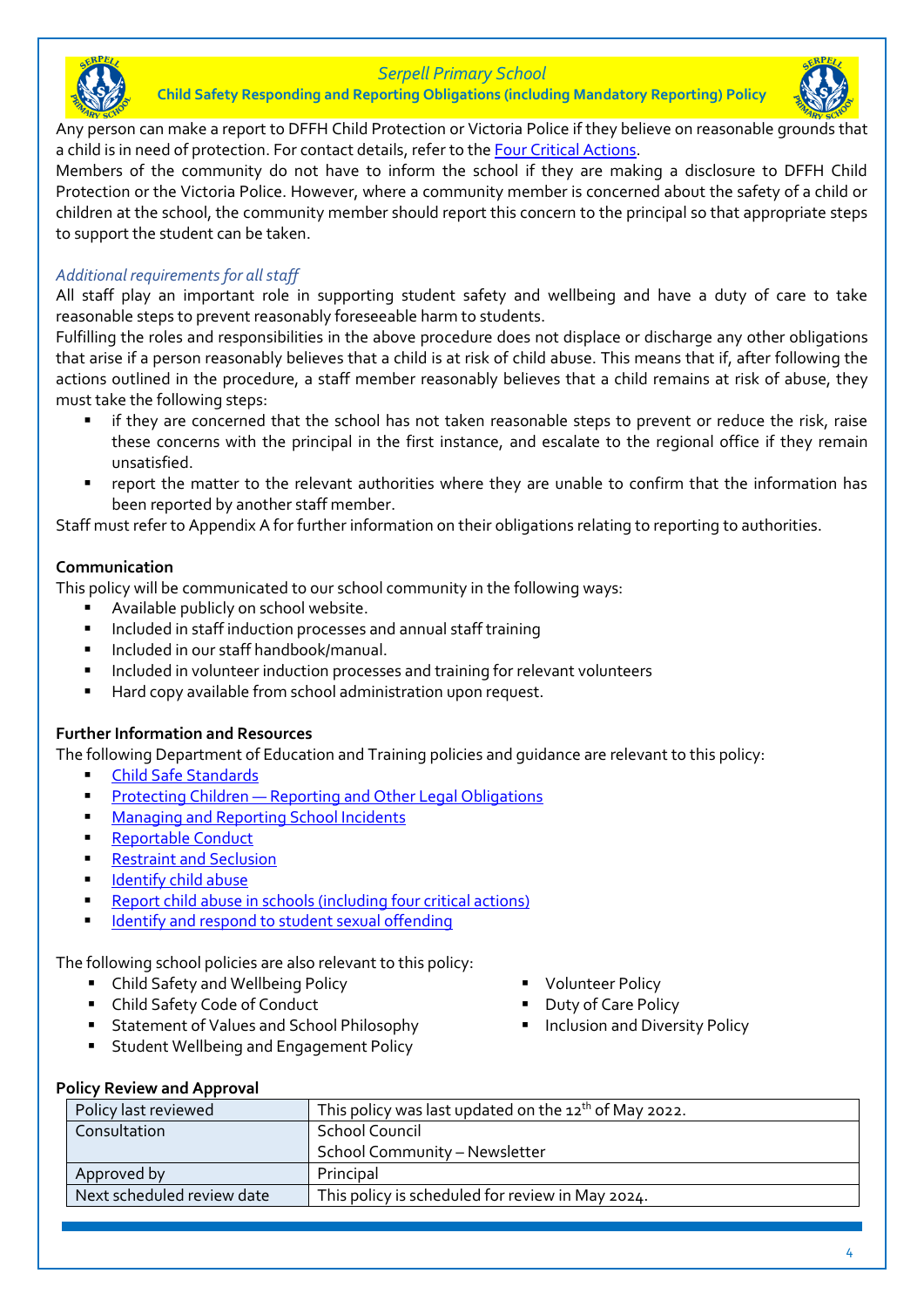Any person can make a report to DFFH Child Protection or Victoria Police if they believe on reasonable grounds that a child is in need of protection. For contact details, refer to the [Four Critical Actions](#).

Members of the community do not have to inform the school if they are making a disclosure to DFFH Child Protection or the Victoria Police. However, where a community member is concerned about the safety of a child or children at the school, the community member should report this concern to the principal so that appropriate steps to support the student can be taken.

*Additional requirements for all staff*

All staff play an important role in supporting student safety and wellbeing and have a duty of care to take reasonable steps to prevent reasonably foreseeable harm to students.

Fulfilling the roles and responsibilities in the above procedure does not displace or discharge any other obligations that arise if a person reasonably believes that a child is at risk of child abuse. This means that if, after following the actions outlined in the procedure, a staff member reasonably believes that a child remains at risk of abuse, they must take the following steps:

- if they are concerned that the school has not taken reasonable steps to prevent or reduce the risk, raise these concerns with the principal in the first instance, and escalate to the regional office if they remain unsatisfied.
- report the matter to the relevant authorities where they are unable to confirm that the information has been reported by another staff member.

Staff must refer to Appendix A for further information on their obligations relating to reporting to authorities.

**Communication**

This policy will be communicated to our school community in the following ways:

- Available publicly on school website.
- Included in staff induction processes and annual staff training
- Included in our staff handbook/manual.
- Included in volunteer induction processes and training for relevant volunteers
- Hard copy available from school administration upon request.

**Further Information and Resources**

The following Department of Education and Training policies and guidance are relevant to this policy:

- [Child Safe Standards](#)
- [Protecting Children — Reporting and Other Legal Obligations](#)
- [Managing and Reporting School Incidents](#)
- [Reportable Conduct](#)
- [Restraint and Seclusion](#)
- [Identify child abuse](#)
- [Report child abuse in schools (including four critical actions)](#)
- [Identify and respond to student sexual offending](#)

The following school policies are also relevant to this policy:

- Child Safety and Wellbeing Policy
- Child Safety Code of Conduct
- Statement of Values and School Philosophy
- Student Wellbeing and Engagement Policy
- Volunteer Policy
- Duty of Care Policy
- Inclusion and Diversity Policy

**Policy Review and Approval**

| | |
|---|---|
| Policy last reviewed | This policy was last updated on the 12th of May 2022. |
| Consultation | School Council<br>School Community – Newsletter |
| Approved by | Principal |
| Next scheduled review date | This policy is scheduled for review in May 2024. |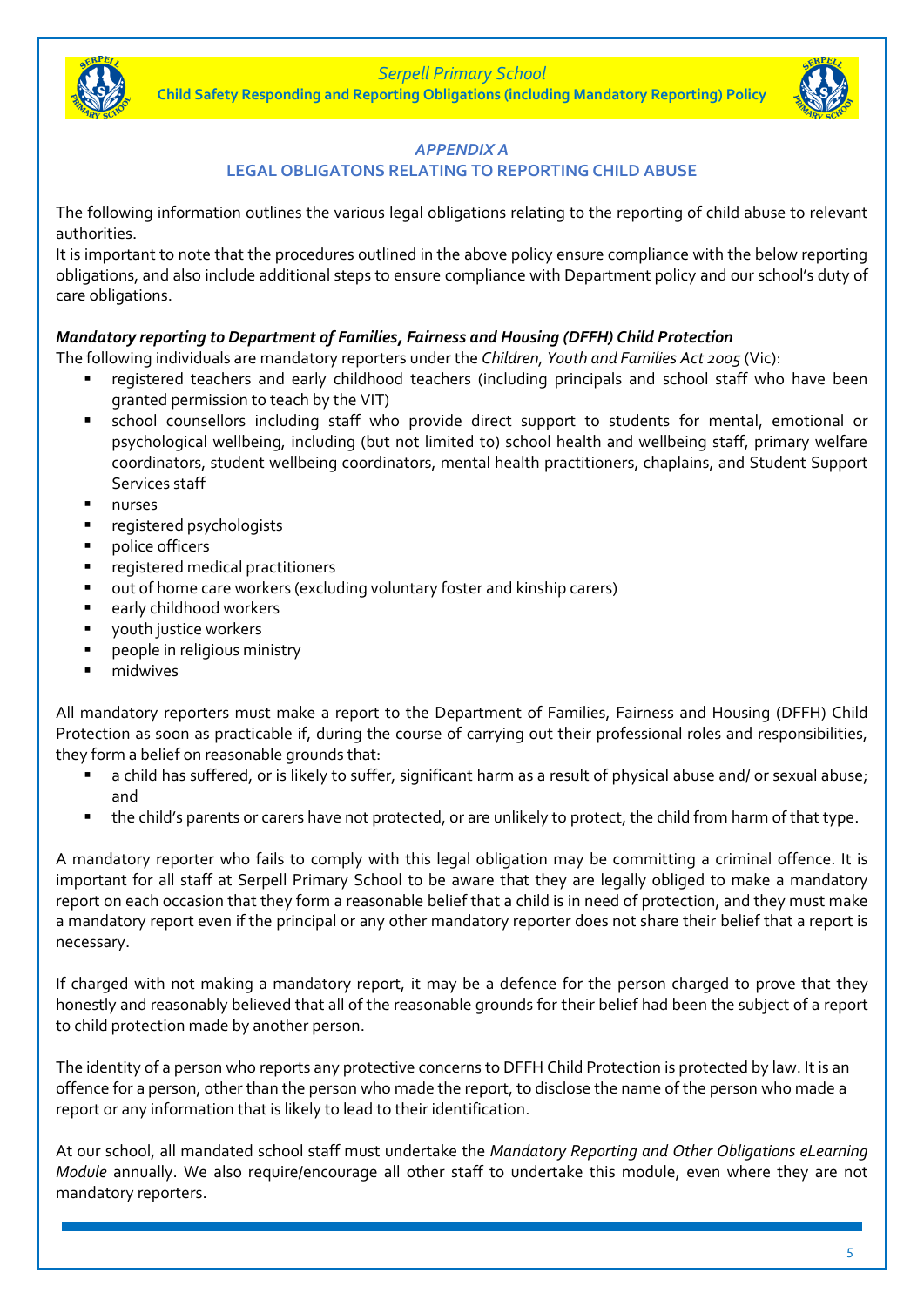## *APPENDIX A*

## LEGAL OBLIGATONS RELATING TO REPORTING CHILD ABUSE

The following information outlines the various legal obligations relating to the reporting of child abuse to relevant authorities.

It is important to note that the procedures outlined in the above policy ensure compliance with the below reporting obligations, and also include additional steps to ensure compliance with Department policy and our school's duty of care obligations.

***Mandatory reporting to Department of Families, Fairness and Housing (DFFH) Child Protection***

The following individuals are mandatory reporters under the *Children, Youth and Families Act 2005* (Vic):

- registered teachers and early childhood teachers (including principals and school staff who have been granted permission to teach by the VIT)
- school counsellors including staff who provide direct support to students for mental, emotional or psychological wellbeing, including (but not limited to) school health and wellbeing staff, primary welfare coordinators, student wellbeing coordinators, mental health practitioners, chaplains, and Student Support Services staff
- nurses
- registered psychologists
- police officers
- registered medical practitioners
- out of home care workers (excluding voluntary foster and kinship carers)
- early childhood workers
- youth justice workers
- people in religious ministry
- midwives

All mandatory reporters must make a report to the Department of Families, Fairness and Housing (DFFH) Child Protection as soon as practicable if, during the course of carrying out their professional roles and responsibilities, they form a belief on reasonable grounds that:

- a child has suffered, or is likely to suffer, significant harm as a result of physical abuse and/ or sexual abuse; and
- the child's parents or carers have not protected, or are unlikely to protect, the child from harm of that type.

A mandatory reporter who fails to comply with this legal obligation may be committing a criminal offence. It is important for all staff at Serpell Primary School to be aware that they are legally obliged to make a mandatory report on each occasion that they form a reasonable belief that a child is in need of protection, and they must make a mandatory report even if the principal or any other mandatory reporter does not share their belief that a report is necessary.

If charged with not making a mandatory report, it may be a defence for the person charged to prove that they honestly and reasonably believed that all of the reasonable grounds for their belief had been the subject of a report to child protection made by another person.

The identity of a person who reports any protective concerns to DFFH Child Protection is protected by law. It is an offence for a person, other than the person who made the report, to disclose the name of the person who made a report or any information that is likely to lead to their identification.

At our school, all mandated school staff must undertake the *Mandatory Reporting and Other Obligations eLearning Module* annually. We also require/encourage all other staff to undertake this module, even where they are not mandatory reporters.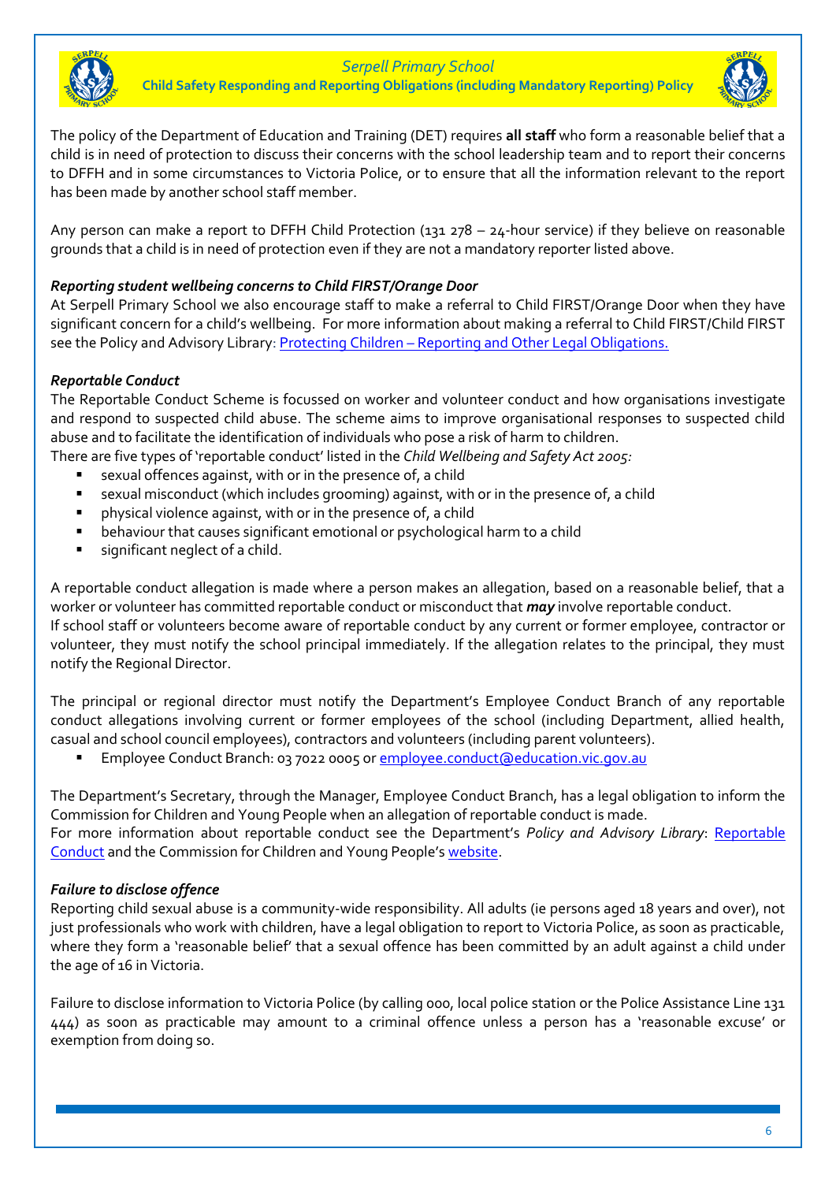The policy of the Department of Education and Training (DET) requires **all staff** who form a reasonable belief that a child is in need of protection to discuss their concerns with the school leadership team and to report their concerns to DFFH and in some circumstances to Victoria Police, or to ensure that all the information relevant to the report has been made by another school staff member.

Any person can make a report to DFFH Child Protection (131 278 – 24-hour service) if they believe on reasonable grounds that a child is in need of protection even if they are not a mandatory reporter listed above.

***Reporting student wellbeing concerns to Child FIRST/Orange Door***

At Serpell Primary School we also encourage staff to make a referral to Child FIRST/Orange Door when they have significant concern for a child's wellbeing. For more information about making a referral to Child FIRST/Child FIRST see the Policy and Advisory Library: [Protecting Children – Reporting and Other Legal Obligations.]()

***Reportable Conduct***

The Reportable Conduct Scheme is focussed on worker and volunteer conduct and how organisations investigate and respond to suspected child abuse. The scheme aims to improve organisational responses to suspected child abuse and to facilitate the identification of individuals who pose a risk of harm to children.

There are five types of 'reportable conduct' listed in the *Child Wellbeing and Safety Act 2005:*

- sexual offences against, with or in the presence of, a child
- sexual misconduct (which includes grooming) against, with or in the presence of, a child
- physical violence against, with or in the presence of, a child
- behaviour that causes significant emotional or psychological harm to a child
- significant neglect of a child.

A reportable conduct allegation is made where a person makes an allegation, based on a reasonable belief, that a worker or volunteer has committed reportable conduct or misconduct that ***may*** involve reportable conduct.

If school staff or volunteers become aware of reportable conduct by any current or former employee, contractor or volunteer, they must notify the school principal immediately. If the allegation relates to the principal, they must notify the Regional Director.

The principal or regional director must notify the Department's Employee Conduct Branch of any reportable conduct allegations involving current or former employees of the school (including Department, allied health, casual and school council employees), contractors and volunteers (including parent volunteers).

- Employee Conduct Branch: 03 7022 0005 or [employee.conduct@education.vic.gov.au](mailto:employee.conduct@education.vic.gov.au)

The Department's Secretary, through the Manager, Employee Conduct Branch, has a legal obligation to inform the Commission for Children and Young People when an allegation of reportable conduct is made.

For more information about reportable conduct see the Department's *Policy and Advisory Library*: [Reportable Conduct]() and the Commission for Children and Young People's [website]().

***Failure to disclose offence***

Reporting child sexual abuse is a community-wide responsibility. All adults (ie persons aged 18 years and over), not just professionals who work with children, have a legal obligation to report to Victoria Police, as soon as practicable, where they form a 'reasonable belief' that a sexual offence has been committed by an adult against a child under the age of 16 in Victoria.

Failure to disclose information to Victoria Police (by calling 000, local police station or the Police Assistance Line 131 444) as soon as practicable may amount to a criminal offence unless a person has a 'reasonable excuse' or exemption from doing so.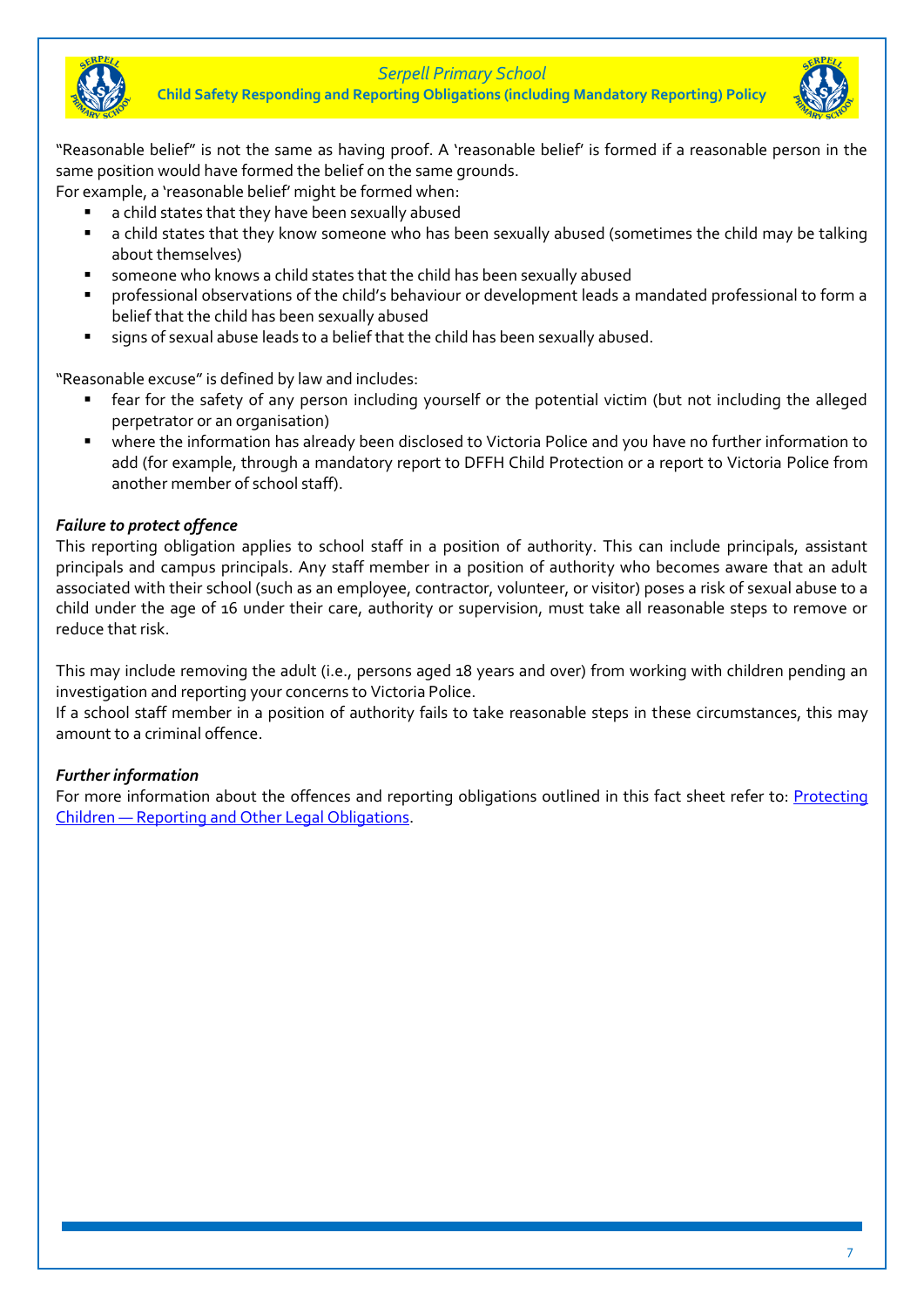"Reasonable belief" is not the same as having proof. A 'reasonable belief' is formed if a reasonable person in the same position would have formed the belief on the same grounds.
For example, a 'reasonable belief' might be formed when:

- a child states that they have been sexually abused
- a child states that they know someone who has been sexually abused (sometimes the child may be talking about themselves)
- someone who knows a child states that the child has been sexually abused
- professional observations of the child's behaviour or development leads a mandated professional to form a belief that the child has been sexually abused
- signs of sexual abuse leads to a belief that the child has been sexually abused.

"Reasonable excuse" is defined by law and includes:

- fear for the safety of any person including yourself or the potential victim (but not including the alleged perpetrator or an organisation)
- where the information has already been disclosed to Victoria Police and you have no further information to add (for example, through a mandatory report to DFFH Child Protection or a report to Victoria Police from another member of school staff).

***Failure to protect offence***

This reporting obligation applies to school staff in a position of authority. This can include principals, assistant principals and campus principals. Any staff member in a position of authority who becomes aware that an adult associated with their school (such as an employee, contractor, volunteer, or visitor) poses a risk of sexual abuse to a child under the age of 16 under their care, authority or supervision, must take all reasonable steps to remove or reduce that risk.

This may include removing the adult (i.e., persons aged 18 years and over) from working with children pending an investigation and reporting your concerns to Victoria Police.
If a school staff member in a position of authority fails to take reasonable steps in these circumstances, this may amount to a criminal offence.

***Further information***

For more information about the offences and reporting obligations outlined in this fact sheet refer to: [Protecting Children — Reporting and Other Legal Obligations].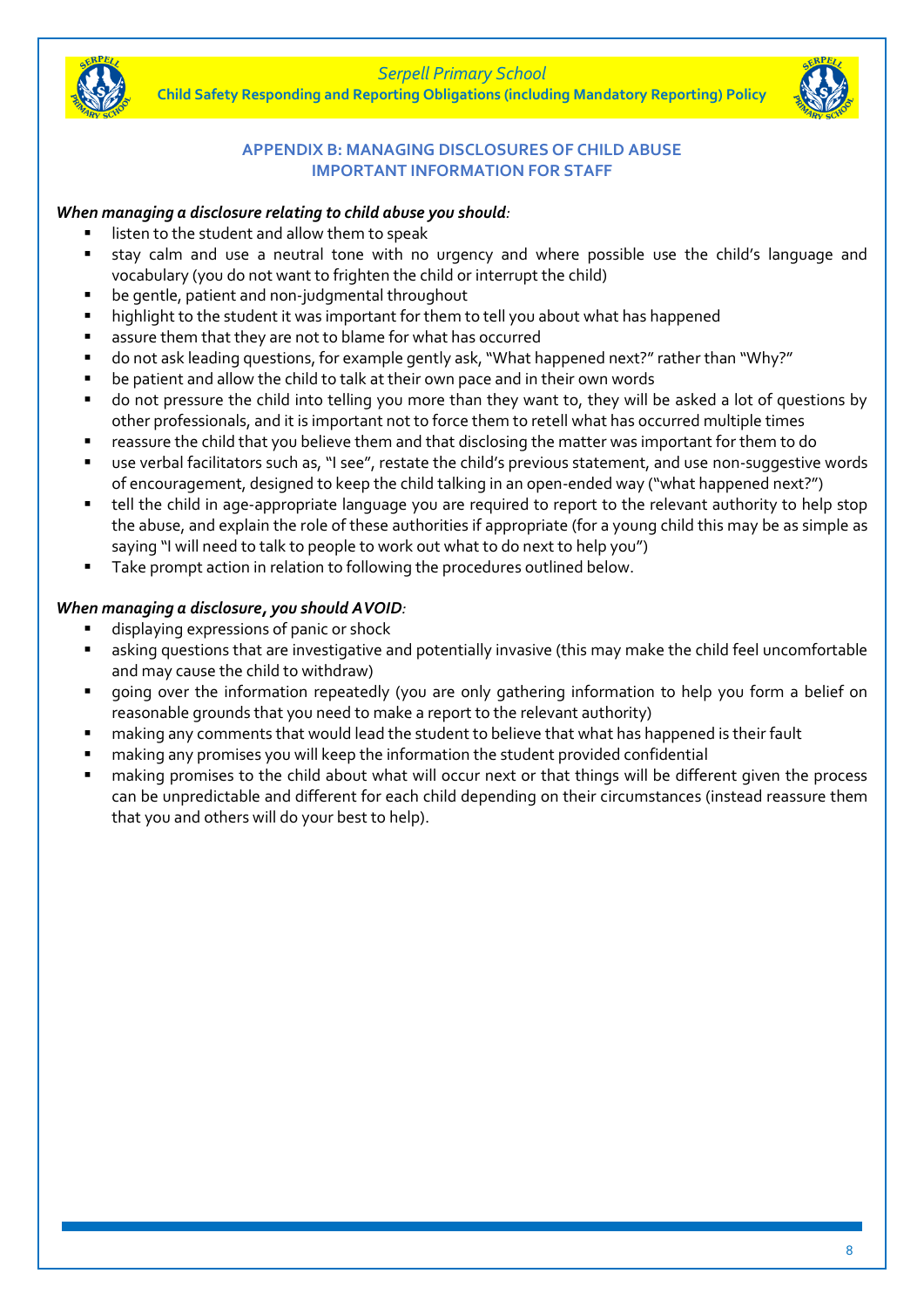## APPENDIX B: MANAGING DISCLOSURES OF CHILD ABUSE
## IMPORTANT INFORMATION FOR STAFF

***When managing a disclosure relating to child abuse you should:***

- listen to the student and allow them to speak
- stay calm and use a neutral tone with no urgency and where possible use the child's language and vocabulary (you do not want to frighten the child or interrupt the child)
- be gentle, patient and non-judgmental throughout
- highlight to the student it was important for them to tell you about what has happened
- assure them that they are not to blame for what has occurred
- do not ask leading questions, for example gently ask, "What happened next?" rather than "Why?"
- be patient and allow the child to talk at their own pace and in their own words
- do not pressure the child into telling you more than they want to, they will be asked a lot of questions by other professionals, and it is important not to force them to retell what has occurred multiple times
- reassure the child that you believe them and that disclosing the matter was important for them to do
- use verbal facilitators such as, "I see", restate the child's previous statement, and use non-suggestive words of encouragement, designed to keep the child talking in an open-ended way ("what happened next?")
- tell the child in age-appropriate language you are required to report to the relevant authority to help stop the abuse, and explain the role of these authorities if appropriate (for a young child this may be as simple as saying "I will need to talk to people to work out what to do next to help you")
- Take prompt action in relation to following the procedures outlined below.

***When managing a disclosure, you should AVOID:***

- displaying expressions of panic or shock
- asking questions that are investigative and potentially invasive (this may make the child feel uncomfortable and may cause the child to withdraw)
- going over the information repeatedly (you are only gathering information to help you form a belief on reasonable grounds that you need to make a report to the relevant authority)
- making any comments that would lead the student to believe that what has happened is their fault
- making any promises you will keep the information the student provided confidential
- making promises to the child about what will occur next or that things will be different given the process can be unpredictable and different for each child depending on their circumstances (instead reassure them that you and others will do your best to help).